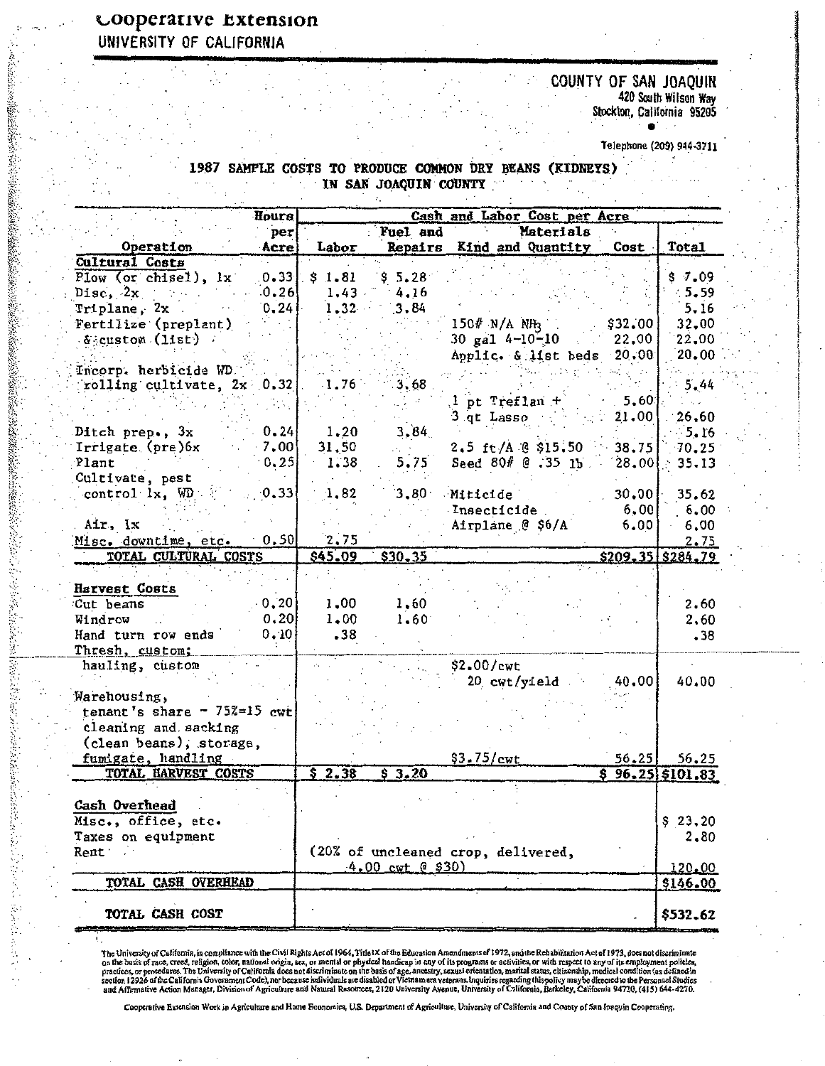# Cooperative Extension

UNIVERSITY OF CALIFORNIA

COUNTY OF SAN JOAQUIN
420 South Wilson Way
Stockton, California 95205

Telephone (209) 944-3711

## 1987 SAMPLE COSTS TO PRODUCE COMMON DRY BEANS (KIDNEYS) IN SAN JOAQUIN COUNTY

| Operation | Hours per Acre | Cash and Labor Cost per Acre | | | | |
|---|---|---|---|---|---|---|
| | | Labor | Fuel and Repairs | Materials Kind and Quantity | Cost | Total |
| **Cultural Costs** | | | | | | |
| Plow (or chisel), 1x | 0.33 | $ 1.81 | $ 5.28 | | | $ 7.09 |
| Disc, 2x | 0.26 | 1.43 | 4.16 | | | 5.59 |
| Triplane, 2x | 0.24 | 1.32 | 3.84 | | | 5.16 |
| Fertilize (preplant) | | | | 150# N/A $NH_3$ | $32.00 | 32.00 |
| & custom (list) | | | | 30 gal 4-10-10 | 22.00 | 22.00 |
| | | | | Applic. & list beds | 20.00 | 20.00 |
| Incorp. herbicide WD rolling cultivate, 2x | 0.32 | 1.76 | 3.68 | | | 5.44 |
| | | | | 1 pt Treflan + | 5.60 | |
| | | | | 3 qt Lasso | 21.00 | 26.60 |
| Ditch prep., 3x | 0.24 | 1.20 | 3.84 | | | 5.16 |
| Irrigate (pre)6x | 7.00 | 31.50 | | 2.5 ft/A @ $15.50 | 38.75 | 70.25 |
| Plant | 0.25 | 1.38 | 5.75 | Seed 80# @ .35 lb | 28.00 | 35.13 |
| Cultivate, pest control 1x, WD | 0.33 | 1.82 | 3.80 | Miticide | 30.00 | 35.62 |
| | | | | Insecticide | 6.00 | 6.00 |
| Air, 1x | | | | Airplane @ $6/A | 6.00 | 6.00 |
| Misc. downtime, etc. | 0.50 | 2.75 | | | | 2.75 |
| TOTAL CULTURAL COSTS | | $45.09 | $30.35 | | $209.35 | $284.79 |
| **Harvest Costs** | | | | | | |
| Cut beans | 0.20 | 1.00 | 1.60 | | | 2.60 |
| Windrow | 0.20 | 1.00 | 1.60 | | | 2.60 |
| Hand turn row ends | 0.10 | .38 | | | | .38 |
| Thresh, custom; hauling, custom | | | | $2.00/cwt 20 cwt/yield | 40.00 | 40.00 |
| Warehousing, tenant's share - 75%=15 cwt cleaning and sacking (clean beans), storage, fumigate, handling | | | | $3.75/cwt | 56.25 | 56.25 |
| TOTAL HARVEST COSTS | | $ 2.38 | $ 3.20 | | $ 96.25 | $101.83 |
| **Cash Overhead** | | | | | | |
| Misc., office, etc. | | | | | | $ 23.20 |
| Taxes on equipment | | | | | | 2.80 |
| Rent | | (20% of uncleaned crop, delivered, 4.00 cwt @ $30) | | | | 120.00 |
| TOTAL CASH OVERHEAD | | | | | | $146.00 |
| TOTAL CASH COST | | | | | | $532.62 |

The University of California, in compliance with the Civil Rights Act of 1964, Title IX of the Education Amendments of 1972, and the Rehabilitation Act of 1973, does not discriminate on the basis of race, creed, religion, color, national origin, sex, or mental or physical handicap in any of its programs or activities, or with respect to any of its employment policies, practices, or procedures. The University of California does not discriminate on the basis of age, ancestry, sexual orientation, marital status, citizenship, medical condition (as defined in section 12926 of the California Government Code), nor because individuals are disabled or Vietnam era veterans. Inquiries regarding this policy may be directed to the Personnel Studies and Affirmative Action Manager, Division of Agriculture and Natural Resources, 2120 University Avenue, University of California, Berkeley, California 94720, (415) 644-4270.

Cooperative Extension Work in Agriculture and Home Economics, U.S. Department of Agriculture, University of California and County of San Joaquin Cooperating.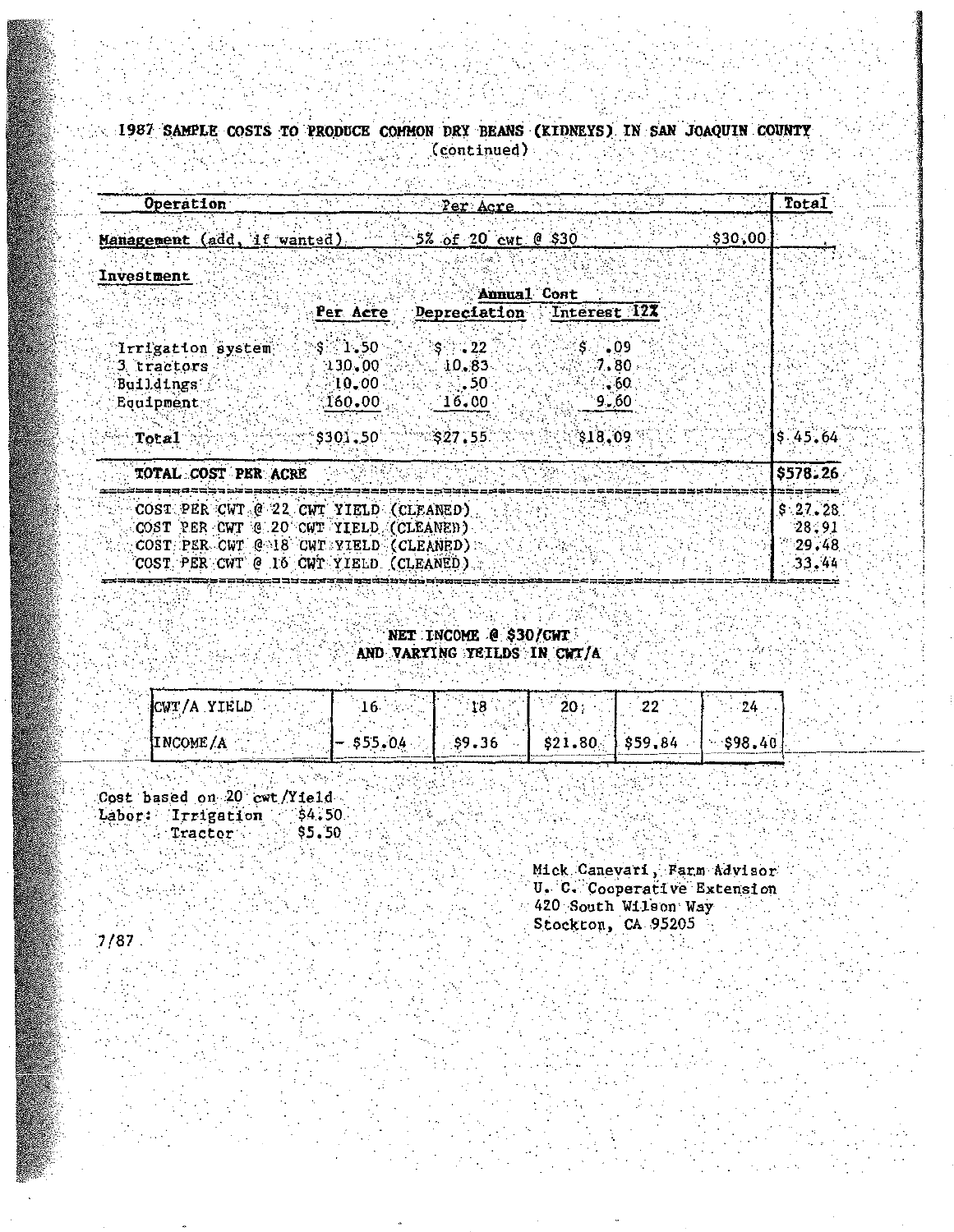# 1987 SAMPLE COSTS TO PRODUCE COMMON DRY BEANS (KIDNEYS) IN SAN JOAQUIN COUNTY (continued)

| Operation | Per Acre | | | | Total |
|---|---|---|---|---|---|
| Management (add, if wanted) | 5% of 20 cwt @ $30 | | | $30.00 | |
| **Investment** | | | | | |
| | | Annual Cost | | | |
| | Per Acre | Depreciation | Interest 12% | | |
| Irrigation system | $ 1.50 | $ .22 | $ .09 | | |
| 3 tractors | 130.00 | 10.83 | 7.80 | | |
| Buildings | 10.00 | .50 | .60 | | |
| Equipment | 160.00 | 16.00 | 9.60 | | |
| Total | $301.50 | $27.55 | $18.09 | | $ 45.64 |
| TOTAL COST PER ACRE | | | | | $578.26 |
| COST PER CWT @ 22 CWT YIELD (CLEANED) | | | | | $ 27.28 |
| COST PER CWT @ 20 CWT YIELD (CLEANED) | | | | | 28.91 |
| COST PER CWT @ 18 CWT YIELD (CLEANED) | | | | | 29.48 |
| COST PER CWT @ 16 CWT YIELD (CLEANED) | | | | | 33.44 |

**NET INCOME @ $30/CWT AND VARYING YEILDS IN CWT/A**

| CWT/A YIELD | 16 | 18 | 20 | 22 | 24 |
|---|---|---|---|---|---|
| INCOME/A | - $55.04 | $9.36 | $21.80 | $59.84 | $98.40 |

Cost based on 20 cwt/Yield
Labor: Irrigation $4.50
Tractor $5.50

Mick Canevari, Farm Advisor
U. C. Cooperative Extension
420 South Wilson Way
Stockton, CA 95205

7/87